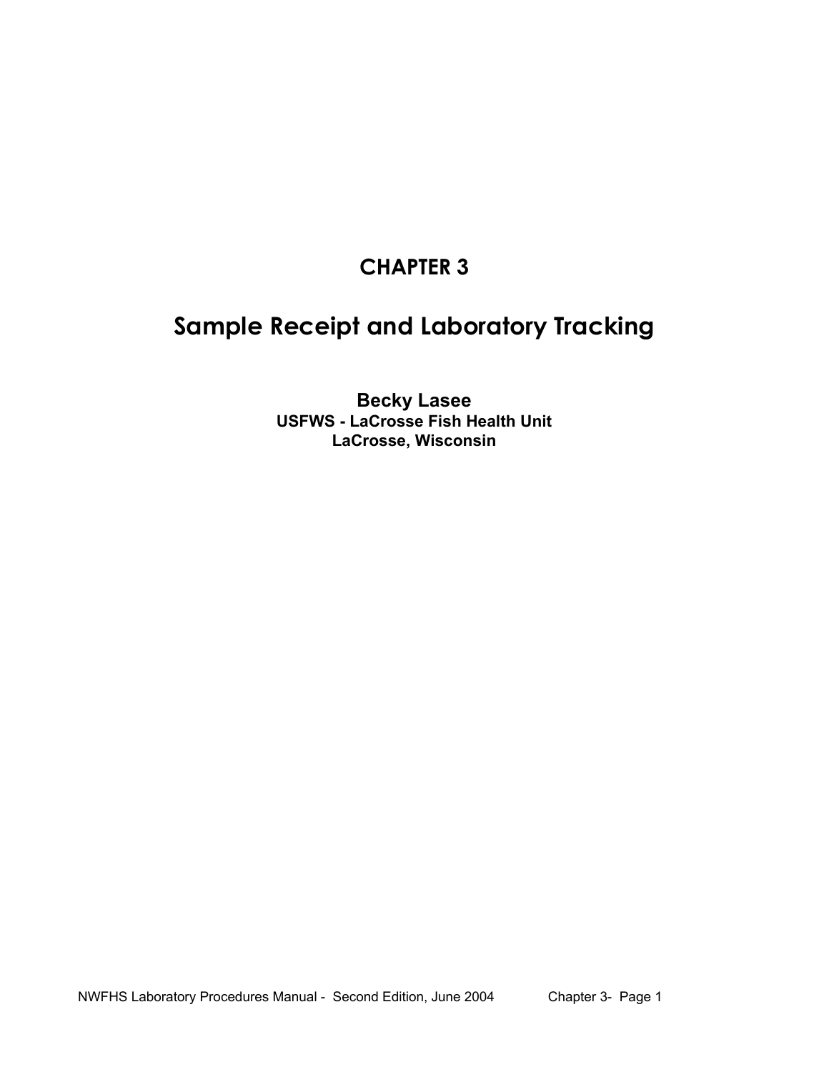# CHAPTER 3

# Sample Receipt and Laboratory Tracking

**Becky Lasee**
**USFWS - LaCrosse Fish Health Unit**
**LaCrosse, Wisconsin**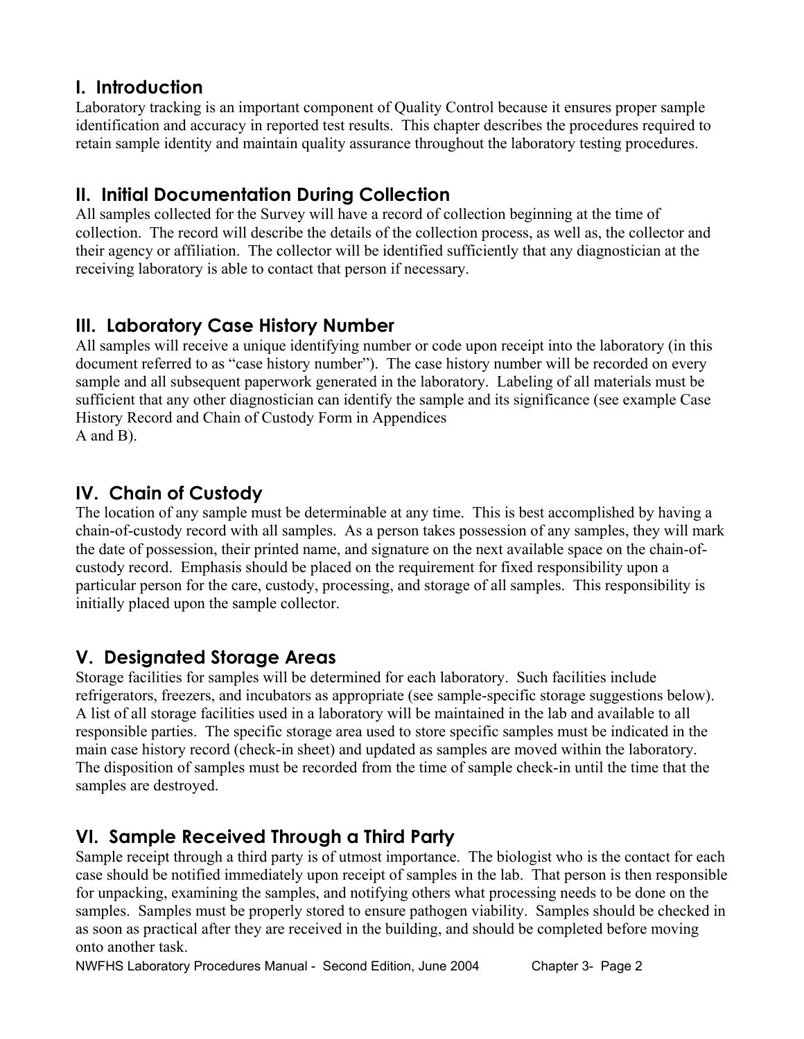## I. Introduction

Laboratory tracking is an important component of Quality Control because it ensures proper sample identification and accuracy in reported test results. This chapter describes the procedures required to retain sample identity and maintain quality assurance throughout the laboratory testing procedures.

## II. Initial Documentation During Collection

All samples collected for the Survey will have a record of collection beginning at the time of collection. The record will describe the details of the collection process, as well as, the collector and their agency or affiliation. The collector will be identified sufficiently that any diagnostician at the receiving laboratory is able to contact that person if necessary.

## III. Laboratory Case History Number

All samples will receive a unique identifying number or code upon receipt into the laboratory (in this document referred to as "case history number"). The case history number will be recorded on every sample and all subsequent paperwork generated in the laboratory. Labeling of all materials must be sufficient that any other diagnostician can identify the sample and its significance (see example Case History Record and Chain of Custody Form in Appendices A and B).

## IV. Chain of Custody

The location of any sample must be determinable at any time. This is best accomplished by having a chain-of-custody record with all samples. As a person takes possession of any samples, they will mark the date of possession, their printed name, and signature on the next available space on the chain-of-custody record. Emphasis should be placed on the requirement for fixed responsibility upon a particular person for the care, custody, processing, and storage of all samples. This responsibility is initially placed upon the sample collector.

## V. Designated Storage Areas

Storage facilities for samples will be determined for each laboratory. Such facilities include refrigerators, freezers, and incubators as appropriate (see sample-specific storage suggestions below). A list of all storage facilities used in a laboratory will be maintained in the lab and available to all responsible parties. The specific storage area used to store specific samples must be indicated in the main case history record (check-in sheet) and updated as samples are moved within the laboratory. The disposition of samples must be recorded from the time of sample check-in until the time that the samples are destroyed.

## VI. Sample Received Through a Third Party

Sample receipt through a third party is of utmost importance. The biologist who is the contact for each case should be notified immediately upon receipt of samples in the lab. That person is then responsible for unpacking, examining the samples, and notifying others what processing needs to be done on the samples. Samples must be properly stored to ensure pathogen viability. Samples should be checked in as soon as practical after they are received in the building, and should be completed before moving onto another task.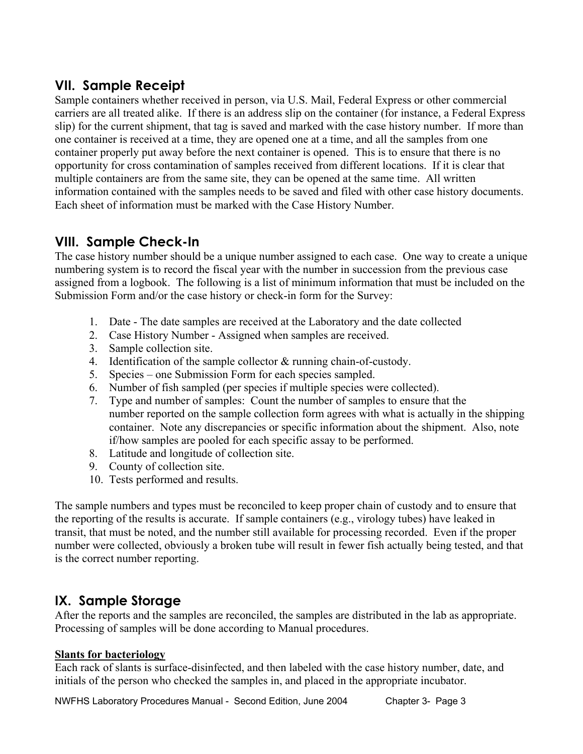## VII. Sample Receipt

Sample containers whether received in person, via U.S. Mail, Federal Express or other commercial carriers are all treated alike. If there is an address slip on the container (for instance, a Federal Express slip) for the current shipment, that tag is saved and marked with the case history number. If more than one container is received at a time, they are opened one at a time, and all the samples from one container properly put away before the next container is opened. This is to ensure that there is no opportunity for cross contamination of samples received from different locations. If it is clear that multiple containers are from the same site, they can be opened at the same time. All written information contained with the samples needs to be saved and filed with other case history documents. Each sheet of information must be marked with the Case History Number.

## VIII. Sample Check-In

The case history number should be a unique number assigned to each case. One way to create a unique numbering system is to record the fiscal year with the number in succession from the previous case assigned from a logbook. The following is a list of minimum information that must be included on the Submission Form and/or the case history or check-in form for the Survey:

1. Date - The date samples are received at the Laboratory and the date collected
2. Case History Number - Assigned when samples are received.
3. Sample collection site.
4. Identification of the sample collector & running chain-of-custody.
5. Species – one Submission Form for each species sampled.
6. Number of fish sampled (per species if multiple species were collected).
7. Type and number of samples: Count the number of samples to ensure that the number reported on the sample collection form agrees with what is actually in the shipping container. Note any discrepancies or specific information about the shipment. Also, note if/how samples are pooled for each specific assay to be performed.
8. Latitude and longitude of collection site.
9. County of collection site.
10. Tests performed and results.

The sample numbers and types must be reconciled to keep proper chain of custody and to ensure that the reporting of the results is accurate. If sample containers (e.g., virology tubes) have leaked in transit, that must be noted, and the number still available for processing recorded. Even if the proper number were collected, obviously a broken tube will result in fewer fish actually being tested, and that is the correct number reporting.

## IX. Sample Storage

After the reports and the samples are reconciled, the samples are distributed in the lab as appropriate. Processing of samples will be done according to Manual procedures.

**Slants for bacteriology**

Each rack of slants is surface-disinfected, and then labeled with the case history number, date, and initials of the person who checked the samples in, and placed in the appropriate incubator.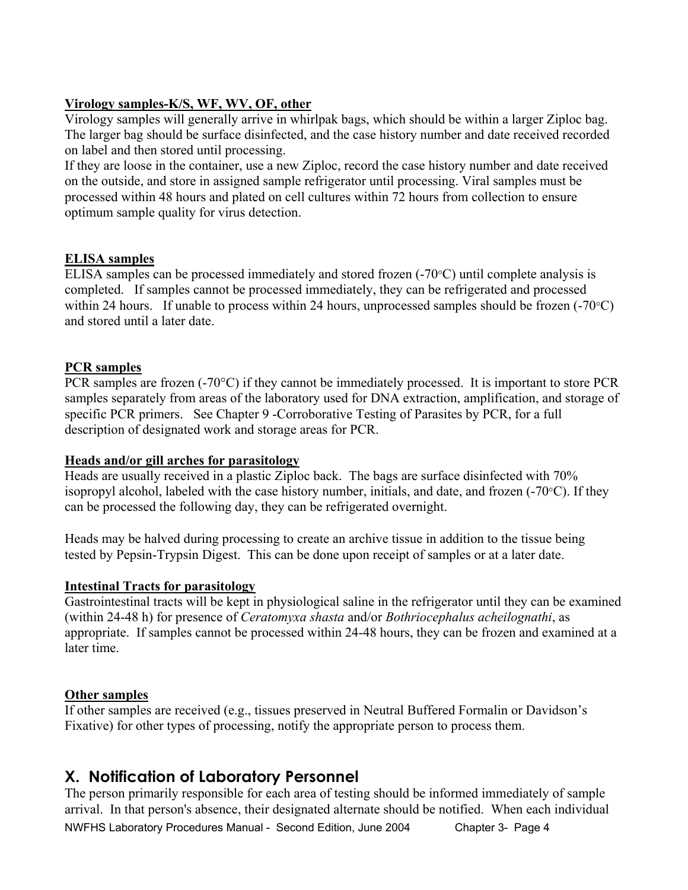**Virology samples-K/S, WF, WV, OF, other**

Virology samples will generally arrive in whirlpak bags, which should be within a larger Ziploc bag. The larger bag should be surface disinfected, and the case history number and date received recorded on label and then stored until processing.

If they are loose in the container, use a new Ziploc, record the case history number and date received on the outside, and store in assigned sample refrigerator until processing. Viral samples must be processed within 48 hours and plated on cell cultures within 72 hours from collection to ensure optimum sample quality for virus detection.

**ELISA samples**

ELISA samples can be processed immediately and stored frozen (-70°C) until complete analysis is completed. If samples cannot be processed immediately, they can be refrigerated and processed within 24 hours. If unable to process within 24 hours, unprocessed samples should be frozen (-70°C) and stored until a later date.

**PCR samples**

PCR samples are frozen (-70°C) if they cannot be immediately processed. It is important to store PCR samples separately from areas of the laboratory used for DNA extraction, amplification, and storage of specific PCR primers. See Chapter 9 -Corroborative Testing of Parasites by PCR, for a full description of designated work and storage areas for PCR.

**Heads and/or gill arches for parasitology**

Heads are usually received in a plastic Ziploc back. The bags are surface disinfected with 70% isopropyl alcohol, labeled with the case history number, initials, and date, and frozen (-70°C). If they can be processed the following day, they can be refrigerated overnight.

Heads may be halved during processing to create an archive tissue in addition to the tissue being tested by Pepsin-Trypsin Digest. This can be done upon receipt of samples or at a later date.

**Intestinal Tracts for parasitology**

Gastrointestinal tracts will be kept in physiological saline in the refrigerator until they can be examined (within 24-48 h) for presence of *Ceratomyxa shasta* and/or *Bothriocephalus acheilognathi*, as appropriate. If samples cannot be processed within 24-48 hours, they can be frozen and examined at a later time.

**Other samples**

If other samples are received (e.g., tissues preserved in Neutral Buffered Formalin or Davidson's Fixative) for other types of processing, notify the appropriate person to process them.

## X. Notification of Laboratory Personnel

The person primarily responsible for each area of testing should be informed immediately of sample arrival. In that person's absence, their designated alternate should be notified. When each individual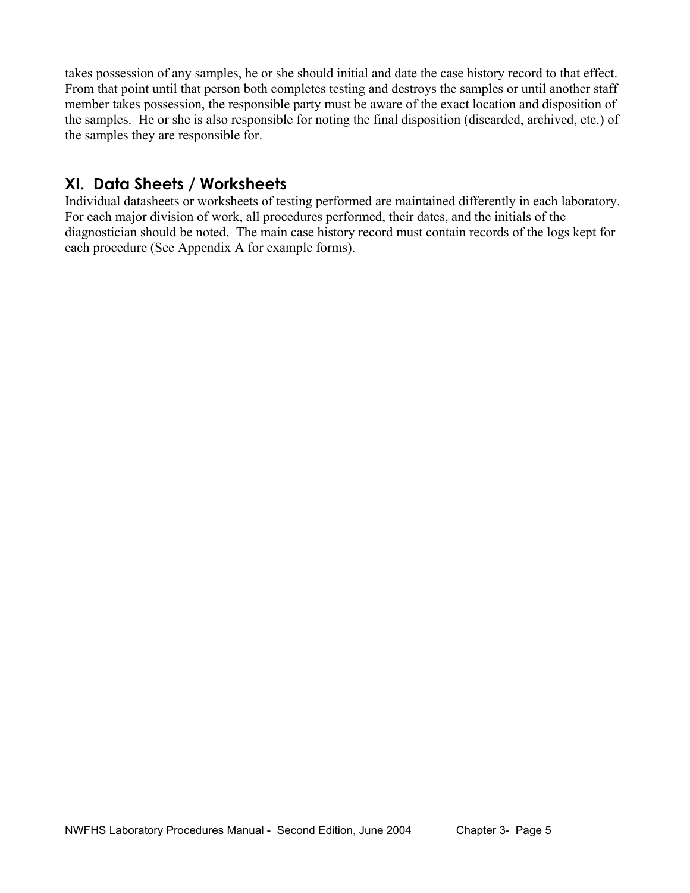takes possession of any samples, he or she should initial and date the case history record to that effect. From that point until that person both completes testing and destroys the samples or until another staff member takes possession, the responsible party must be aware of the exact location and disposition of the samples. He or she is also responsible for noting the final disposition (discarded, archived, etc.) of the samples they are responsible for.

## XI. Data Sheets / Worksheets

Individual datasheets or worksheets of testing performed are maintained differently in each laboratory. For each major division of work, all procedures performed, their dates, and the initials of the diagnostician should be noted. The main case history record must contain records of the logs kept for each procedure (See Appendix A for example forms).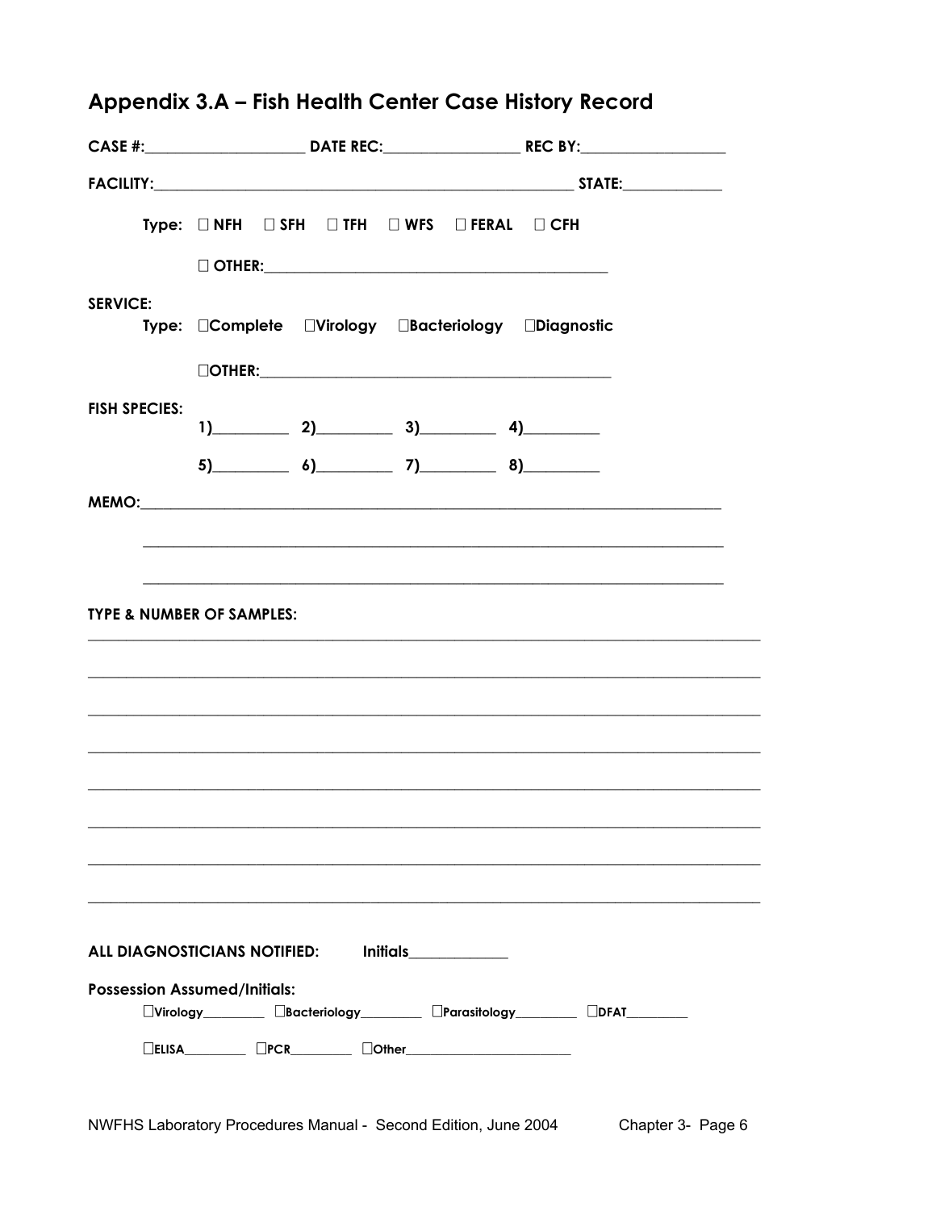## Appendix 3.A – Fish Health Center Case History Record

**CASE #:**____________________ **DATE REC:**_________________ **REC BY:**__________________

**FACILITY:**_____________________________________________________ **STATE:**____________

**Type:** ☐ **NFH** ☐ **SFH** ☐ **TFH** ☐ **WFS** ☐ **FERAL** ☐ **CFH**

☐ **OTHER:**____________________________________________

**SERVICE:**

**Type:** ☐**Complete** ☐**Virology** ☐**Bacteriology** ☐**Diagnostic**

☐**OTHER:**____________________________________________

**FISH SPECIES:**

**1)**_________ **2)**_________ **3)**_________ **4)**_________

**5)**_________ **6)**_________ **7)**_________ **8)**_________

**MEMO:**_______________________________________________________________________

_______________________________________________________________________

_______________________________________________________________________

**TYPE & NUMBER OF SAMPLES:**

_______________________________________________________________________________

_______________________________________________________________________________

_______________________________________________________________________________

_______________________________________________________________________________

_______________________________________________________________________________

_______________________________________________________________________________

_______________________________________________________________________________

_______________________________________________________________________________

**ALL DIAGNOSTICIANS NOTIFIED:** **Initials**____________

**Possession Assumed/Initials:**

☐**Virology**________ ☐**Bacteriology**________ ☐**Parasitology**________ ☐**DFAT**________

☐**ELISA**________ ☐**PCR**________ ☐**Other**______________________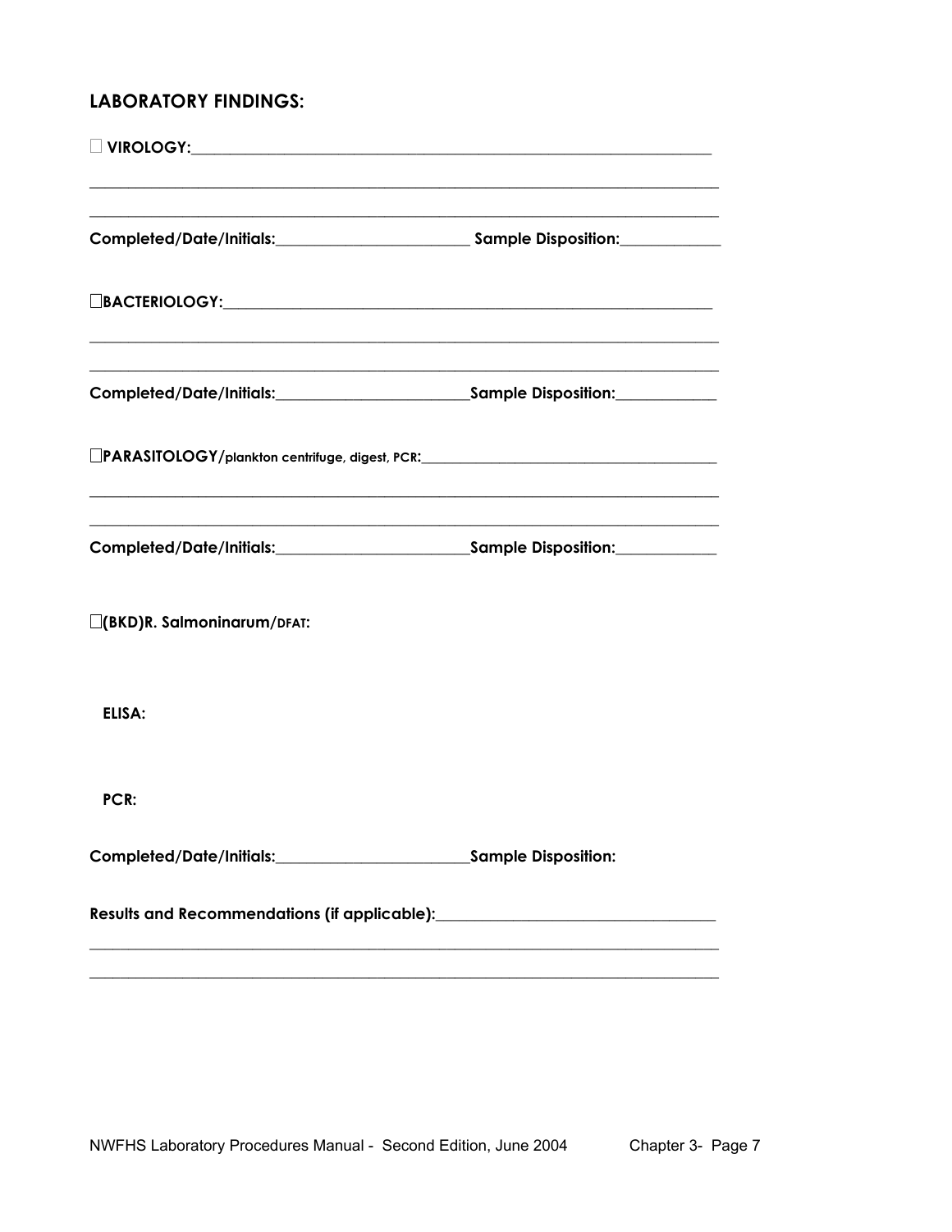## LABORATORY FINDINGS:

☐ **VIROLOGY:**_______________________________________________

_______________________________________________

_______________________________________________

**Completed/Date/Initials:**_______________________ **Sample Disposition:**____________

☐**BACTERIOLOGY:**_______________________________________________

_______________________________________________

_______________________________________________

**Completed/Date/Initials:**_______________________**Sample Disposition:**____________

☐**PARASITOLOGY/plankton centrifuge, digest, PCR:**___________________________________

_______________________________________________

_______________________________________________

**Completed/Date/Initials:**_______________________**Sample Disposition:**____________

☐**(BKD)R. Salmoninarum/DFAT:**

**ELISA:**

**PCR:**

**Completed/Date/Initials:**_______________________**Sample Disposition:**

**Results and Recommendations (if applicable):**_______________________________

_______________________________________________

_______________________________________________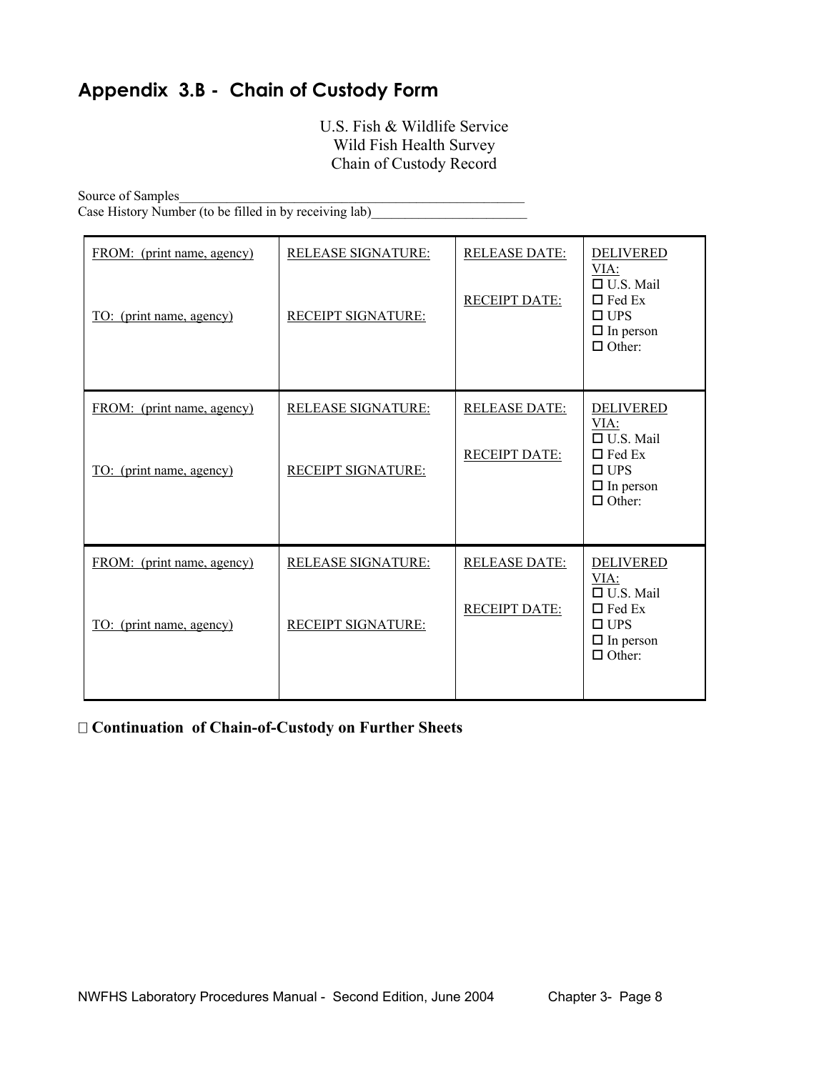## Appendix 3.B - Chain of Custody Form

U.S. Fish & Wildlife Service
Wild Fish Health Survey
Chain of Custody Record

Source of Samples_______________________________________________________
Case History Number (to be filled in by receiving lab)_______________________

| | | | |
|---|---|---|---|
| FROM: (print name, agency)<br><br>TO: (print name, agency) | RELEASE SIGNATURE:<br><br>RECEIPT SIGNATURE: | RELEASE DATE:<br><br>RECEIPT DATE: | DELIVERED VIA:<br>☐ U.S. Mail<br>☐ Fed Ex<br>☐ UPS<br>☐ In person<br>☐ Other: |
| FROM: (print name, agency)<br><br>TO: (print name, agency) | RELEASE SIGNATURE:<br><br>RECEIPT SIGNATURE: | RELEASE DATE:<br><br>RECEIPT DATE: | DELIVERED VIA:<br>☐ U.S. Mail<br>☐ Fed Ex<br>☐ UPS<br>☐ In person<br>☐ Other: |
| FROM: (print name, agency)<br><br>TO: (print name, agency) | RELEASE SIGNATURE:<br><br>RECEIPT SIGNATURE: | RELEASE DATE:<br><br>RECEIPT DATE: | DELIVERED VIA:<br>☐ U.S. Mail<br>☐ Fed Ex<br>☐ UPS<br>☐ In person<br>☐ Other: |

☐ **Continuation of Chain-of-Custody on Further Sheets**